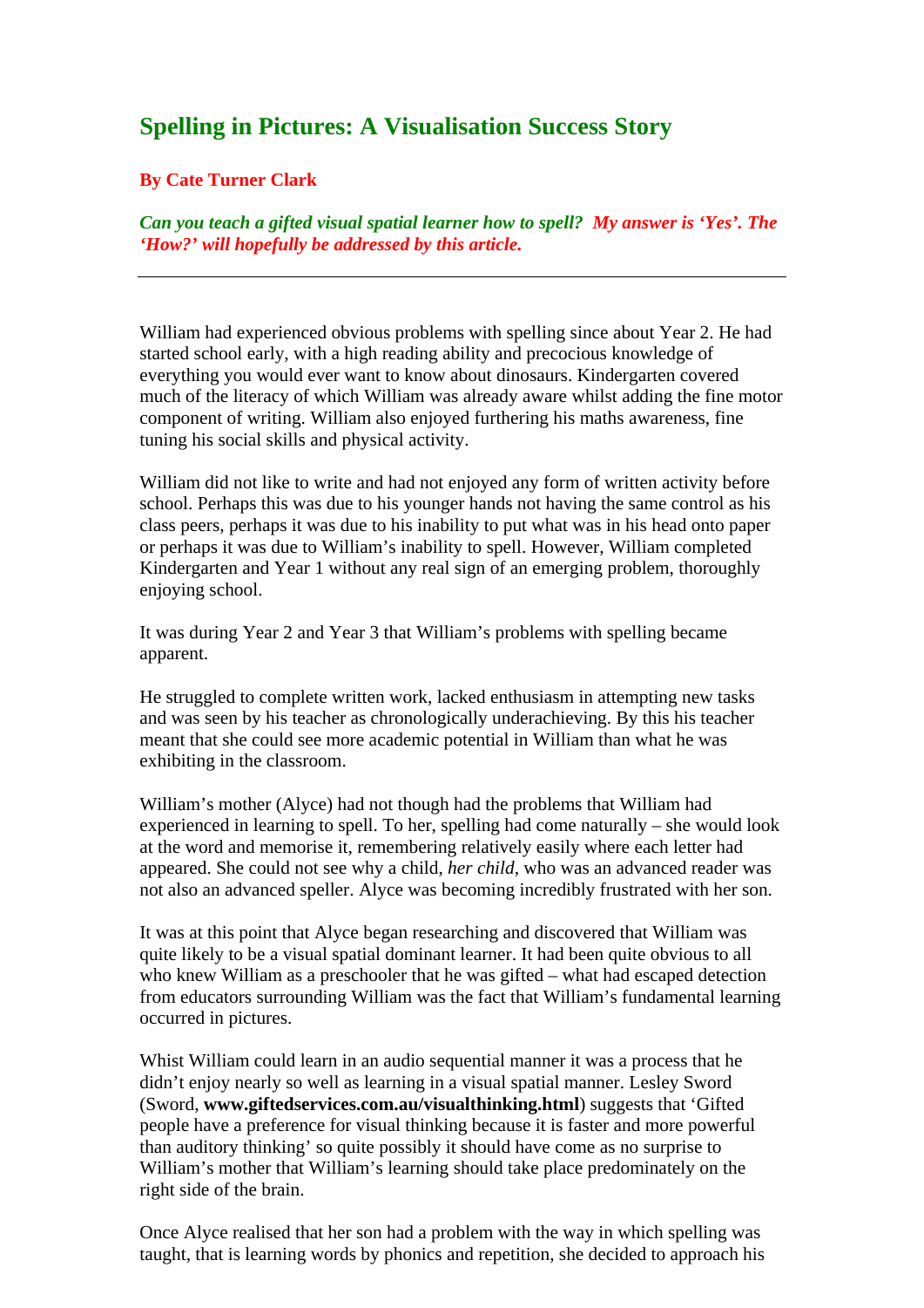# Spelling in Pictures: A Visualisation Success Story

**By Cate Turner Clark**

***Can you teach a gifted visual spatial learner how to spell? My answer is 'Yes'. The 'How?' will hopefully be addressed by this article.***

---

William had experienced obvious problems with spelling since about Year 2. He had started school early, with a high reading ability and precocious knowledge of everything you would ever want to know about dinosaurs. Kindergarten covered much of the literacy of which William was already aware whilst adding the fine motor component of writing. William also enjoyed furthering his maths awareness, fine tuning his social skills and physical activity.

William did not like to write and had not enjoyed any form of written activity before school. Perhaps this was due to his younger hands not having the same control as his class peers, perhaps it was due to his inability to put what was in his head onto paper or perhaps it was due to William's inability to spell. However, William completed Kindergarten and Year 1 without any real sign of an emerging problem, thoroughly enjoying school.

It was during Year 2 and Year 3 that William's problems with spelling became apparent.

He struggled to complete written work, lacked enthusiasm in attempting new tasks and was seen by his teacher as chronologically underachieving. By this his teacher meant that she could see more academic potential in William than what he was exhibiting in the classroom.

William's mother (Alyce) had not though had the problems that William had experienced in learning to spell. To her, spelling had come naturally – she would look at the word and memorise it, remembering relatively easily where each letter had appeared. She could not see why a child, *her child*, who was an advanced reader was not also an advanced speller. Alyce was becoming incredibly frustrated with her son.

It was at this point that Alyce began researching and discovered that William was quite likely to be a visual spatial dominant learner. It had been quite obvious to all who knew William as a preschooler that he was gifted – what had escaped detection from educators surrounding William was the fact that William's fundamental learning occurred in pictures.

Whist William could learn in an audio sequential manner it was a process that he didn't enjoy nearly so well as learning in a visual spatial manner. Lesley Sword (Sword, **www.giftedservices.com.au/visualthinking.html**) suggests that 'Gifted people have a preference for visual thinking because it is faster and more powerful than auditory thinking' so quite possibly it should have come as no surprise to William's mother that William's learning should take place predominately on the right side of the brain.

Once Alyce realised that her son had a problem with the way in which spelling was taught, that is learning words by phonics and repetition, she decided to approach his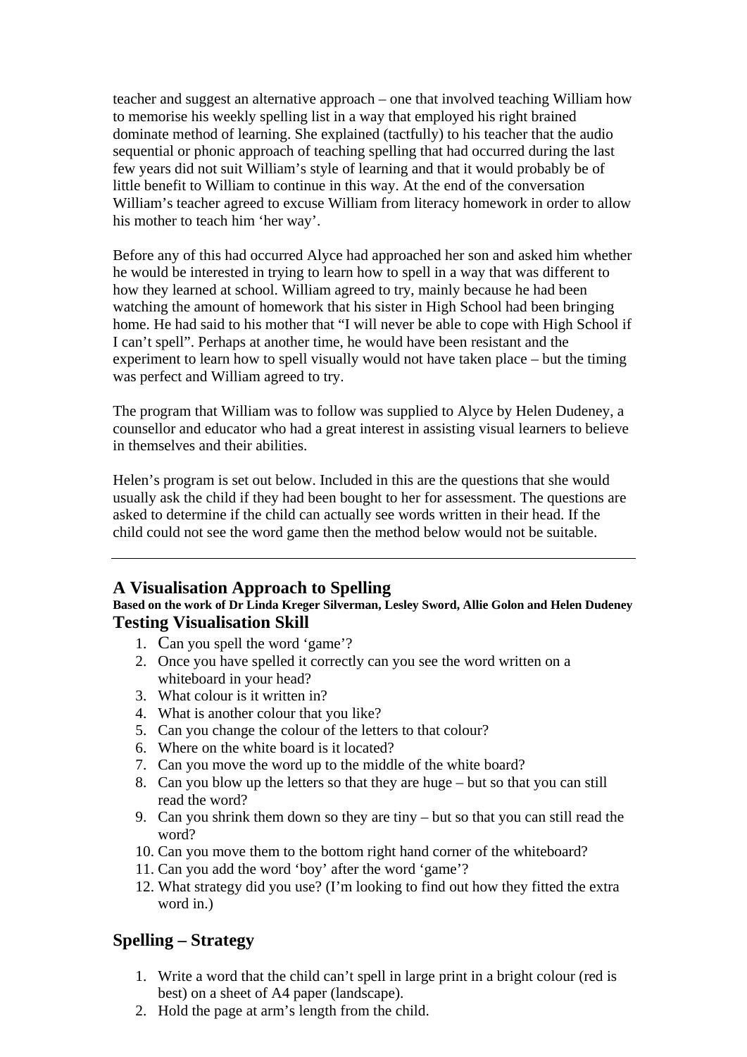teacher and suggest an alternative approach – one that involved teaching William how to memorise his weekly spelling list in a way that employed his right brained dominate method of learning. She explained (tactfully) to his teacher that the audio sequential or phonic approach of teaching spelling that had occurred during the last few years did not suit William's style of learning and that it would probably be of little benefit to William to continue in this way. At the end of the conversation William's teacher agreed to excuse William from literacy homework in order to allow his mother to teach him 'her way'.

Before any of this had occurred Alyce had approached her son and asked him whether he would be interested in trying to learn how to spell in a way that was different to how they learned at school. William agreed to try, mainly because he had been watching the amount of homework that his sister in High School had been bringing home. He had said to his mother that "I will never be able to cope with High School if I can't spell". Perhaps at another time, he would have been resistant and the experiment to learn how to spell visually would not have taken place – but the timing was perfect and William agreed to try.

The program that William was to follow was supplied to Alyce by Helen Dudeney, a counsellor and educator who had a great interest in assisting visual learners to believe in themselves and their abilities.

Helen's program is set out below. Included in this are the questions that she would usually ask the child if they had been bought to her for assessment. The questions are asked to determine if the child can actually see words written in their head. If the child could not see the word game then the method below would not be suitable.

---

## A Visualisation Approach to Spelling

**Based on the work of Dr Linda Kreger Silverman, Lesley Sword, Allie Golon and Helen Dudeney**

## Testing Visualisation Skill

1. Can you spell the word 'game'?
2. Once you have spelled it correctly can you see the word written on a whiteboard in your head?
3. What colour is it written in?
4. What is another colour that you like?
5. Can you change the colour of the letters to that colour?
6. Where on the white board is it located?
7. Can you move the word up to the middle of the white board?
8. Can you blow up the letters so that they are huge – but so that you can still read the word?
9. Can you shrink them down so they are tiny – but so that you can still read the word?
10. Can you move them to the bottom right hand corner of the whiteboard?
11. Can you add the word 'boy' after the word 'game'?
12. What strategy did you use? (I'm looking to find out how they fitted the extra word in.)

## Spelling – Strategy

1. Write a word that the child can't spell in large print in a bright colour (red is best) on a sheet of A4 paper (landscape).
2. Hold the page at arm's length from the child.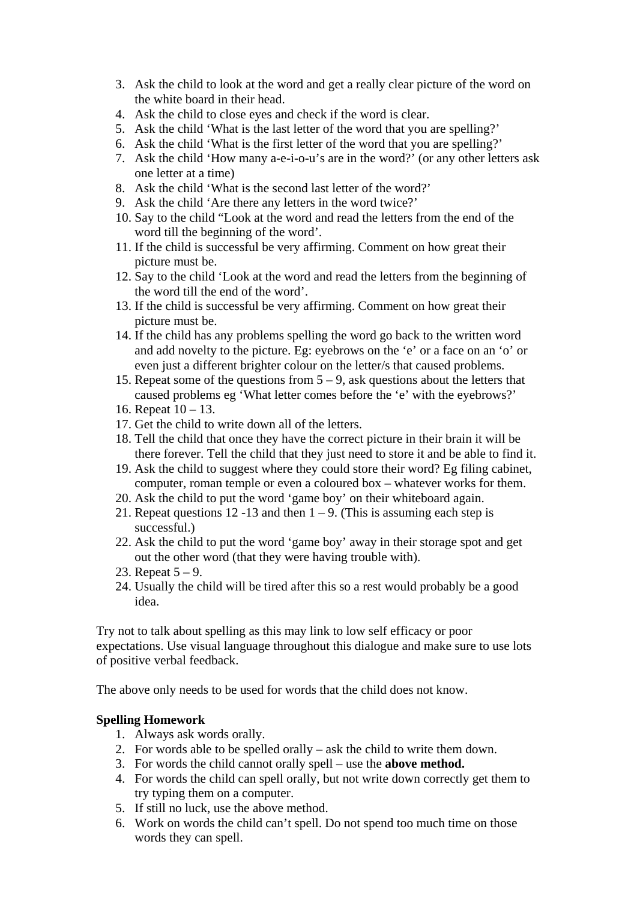3. Ask the child to look at the word and get a really clear picture of the word on the white board in their head.
4. Ask the child to close eyes and check if the word is clear.
5. Ask the child ‘What is the last letter of the word that you are spelling?’
6. Ask the child ‘What is the first letter of the word that you are spelling?’
7. Ask the child ‘How many a-e-i-o-u’s are in the word?’ (or any other letters ask one letter at a time)
8. Ask the child ‘What is the second last letter of the word?’
9. Ask the child ‘Are there any letters in the word twice?’
10. Say to the child “Look at the word and read the letters from the end of the word till the beginning of the word’.
11. If the child is successful be very affirming. Comment on how great their picture must be.
12. Say to the child ‘Look at the word and read the letters from the beginning of the word till the end of the word’.
13. If the child is successful be very affirming. Comment on how great their picture must be.
14. If the child has any problems spelling the word go back to the written word and add novelty to the picture. Eg: eyebrows on the ‘e’ or a face on an ‘o’ or even just a different brighter colour on the letter/s that caused problems.
15. Repeat some of the questions from 5 – 9, ask questions about the letters that caused problems eg ‘What letter comes before the ‘e’ with the eyebrows?’
16. Repeat 10 – 13.
17. Get the child to write down all of the letters.
18. Tell the child that once they have the correct picture in their brain it will be there forever. Tell the child that they just need to store it and be able to find it.
19. Ask the child to suggest where they could store their word? Eg filing cabinet, computer, roman temple or even a coloured box – whatever works for them.
20. Ask the child to put the word ‘game boy’ on their whiteboard again.
21. Repeat questions 12 -13 and then 1 – 9. (This is assuming each step is successful.)
22. Ask the child to put the word ‘game boy’ away in their storage spot and get out the other word (that they were having trouble with).
23. Repeat 5 – 9.
24. Usually the child will be tired after this so a rest would probably be a good idea.

Try not to talk about spelling as this may link to low self efficacy or poor expectations. Use visual language throughout this dialogue and make sure to use lots of positive verbal feedback.

The above only needs to be used for words that the child does not know.

**Spelling Homework**

1. Always ask words orally.
2. For words able to be spelled orally – ask the child to write them down.
3. For words the child cannot orally spell – use the **above method.**
4. For words the child can spell orally, but not write down correctly get them to try typing them on a computer.
5. If still no luck, use the above method.
6. Work on words the child can’t spell. Do not spend too much time on those words they can spell.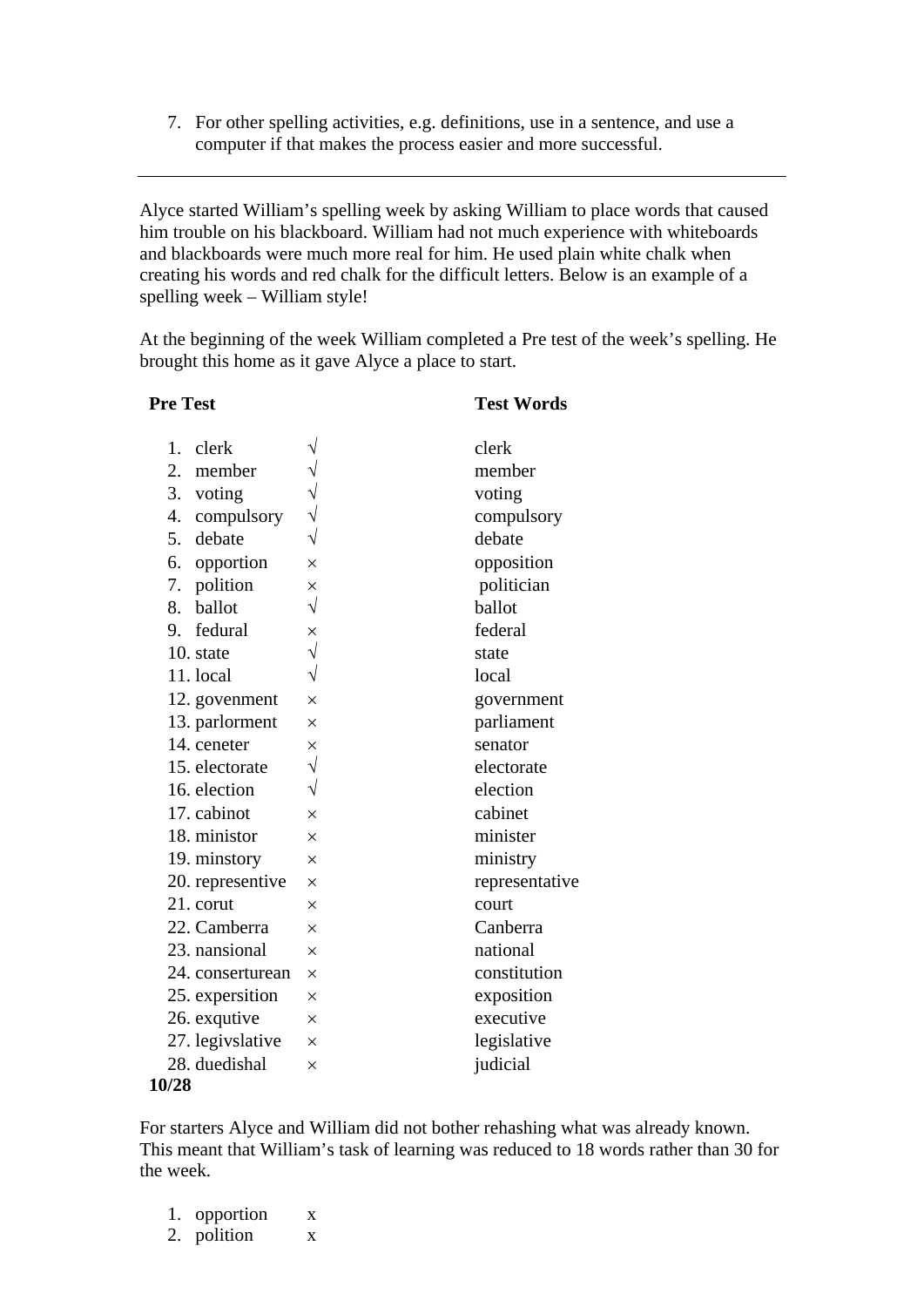7. For other spelling activities, e.g. definitions, use in a sentence, and use a computer if that makes the process easier and more successful.

---

Alyce started William's spelling week by asking William to place words that caused him trouble on his blackboard. William had not much experience with whiteboards and blackboards were much more real for him. He used plain white chalk when creating his words and red chalk for the difficult letters. Below is an example of a spelling week – William style!

At the beginning of the week William completed a Pre test of the week's spelling. He brought this home as it gave Alyce a place to start.

| Pre Test | | Test Words |
|---|---|---|
| 1. clerk | √ | clerk |
| 2. member | √ | member |
| 3. voting | √ | voting |
| 4. compulsory | √ | compulsory |
| 5. debate | √ | debate |
| 6. opportion | × | opposition |
| 7. polition | × | politician |
| 8. ballot | √ | ballot |
| 9. fedural | × | federal |
| 10. state | √ | state |
| 11. local | √ | local |
| 12. govenment | × | government |
| 13. parlorment | × | parliament |
| 14. ceneter | × | senator |
| 15. electorate | √ | electorate |
| 16. election | √ | election |
| 17. cabinot | × | cabinet |
| 18. ministor | × | minister |
| 19. minstory | × | ministry |
| 20. representive | × | representative |
| 21. corut | × | court |
| 22. Camberra | × | Canberra |
| 23. nansional | × | national |
| 24. conserturean | × | constitution |
| 25. expersition | × | exposition |
| 26. exqutive | × | executive |
| 27. legivslative | × | legislative |
| 28. duedishal | × | judicial |
| **10/28** | | |

For starters Alyce and William did not bother rehashing what was already known. This meant that William's task of learning was reduced to 18 words rather than 30 for the week.

1. opportion x
2. polition x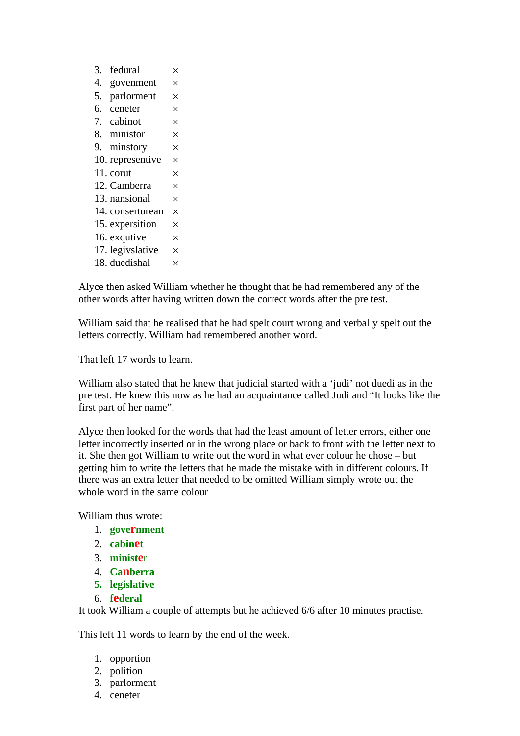3. fedural ×
4. govenment ×
5. parlorment ×
6. ceneter ×
7. cabinot ×
8. ministor ×
9. minstory ×
10. representive ×
11. corut ×
12. Camberra ×
13. nansional ×
14. conserturean ×
15. expersition ×
16. exqutive ×
17. legivslative ×
18. duedishal ×

Alyce then asked William whether he thought that he had remembered any of the other words after having written down the correct words after the pre test.

William said that he realised that he had spelt court wrong and verbally spelt out the letters correctly. William had remembered another word.

That left 17 words to learn.

William also stated that he knew that judicial started with a 'judi' not duedi as in the pre test. He knew this now as he had an acquaintance called Judi and "It looks like the first part of her name".

Alyce then looked for the words that had the least amount of letter errors, either one letter incorrectly inserted or in the wrong place or back to front with the letter next to it. She then got William to write out the word in what ever colour he chose – but getting him to write the letters that he made the mistake with in different colours. If there was an extra letter that needed to be omitted William simply wrote out the whole word in the same colour

William thus wrote:

1. **government**
2. **cabinet**
3. **minister**
4. **Canberra**
5. **legislative**
6. **federal**

It took William a couple of attempts but he achieved 6/6 after 10 minutes practise.

This left 11 words to learn by the end of the week.

1. opportion
2. polition
3. parlorment
4. ceneter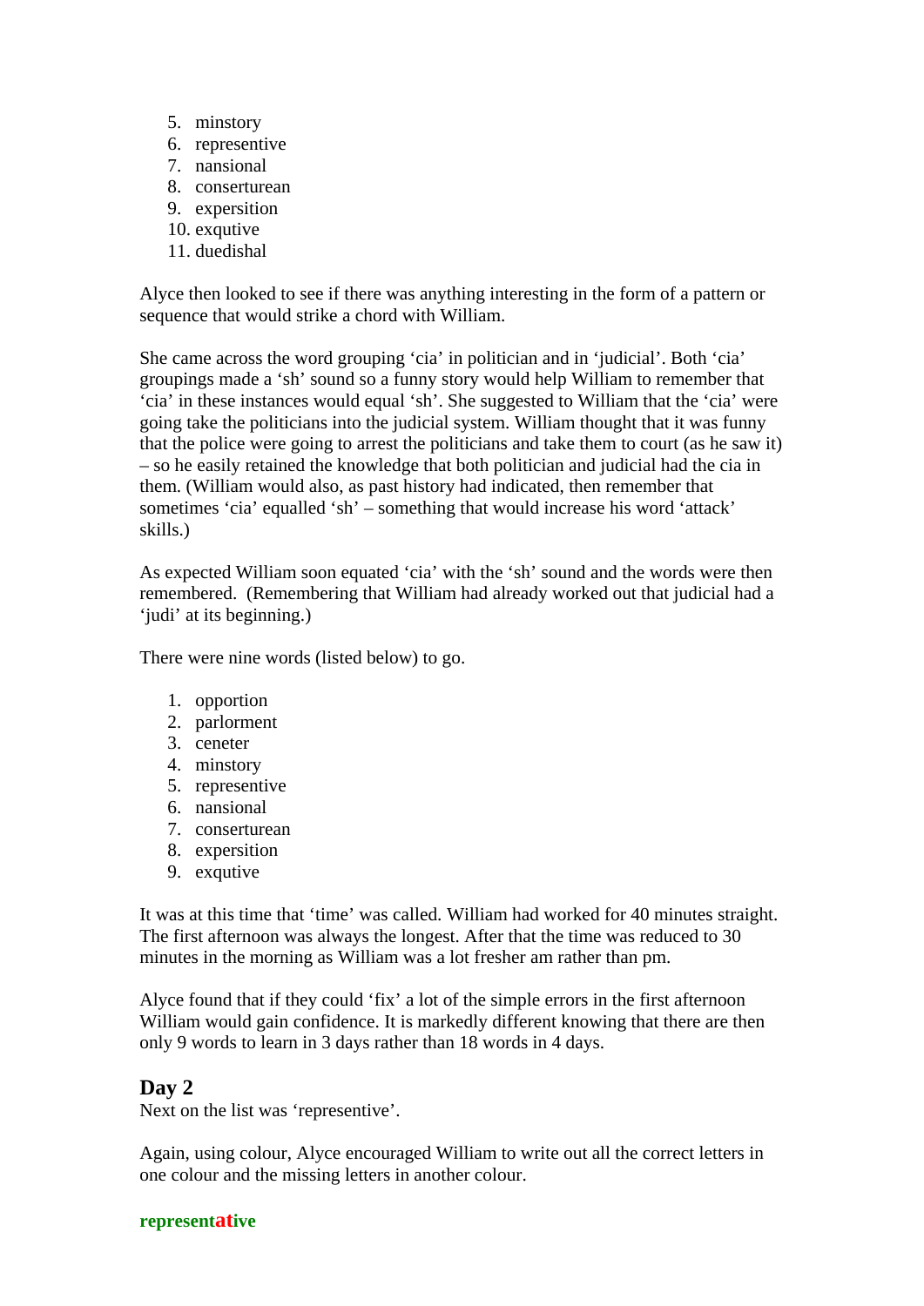5. minstory
6. representive
7. nansional
8. conserturean
9. expersition
10. exqutive
11. duedishal

Alyce then looked to see if there was anything interesting in the form of a pattern or sequence that would strike a chord with William.

She came across the word grouping 'cia' in politician and in 'judicial'. Both 'cia' groupings made a 'sh' sound so a funny story would help William to remember that 'cia' in these instances would equal 'sh'. She suggested to William that the 'cia' were going take the politicians into the judicial system. William thought that it was funny that the police were going to arrest the politicians and take them to court (as he saw it) – so he easily retained the knowledge that both politician and judicial had the cia in them. (William would also, as past history had indicated, then remember that sometimes 'cia' equalled 'sh' – something that would increase his word 'attack' skills.)

As expected William soon equated 'cia' with the 'sh' sound and the words were then remembered. (Remembering that William had already worked out that judicial had a 'judi' at its beginning.)

There were nine words (listed below) to go.

1. opportion
2. parlorment
3. ceneter
4. minstory
5. representive
6. nansional
7. conserturean
8. expersition
9. exqutive

It was at this time that 'time' was called. William had worked for 40 minutes straight. The first afternoon was always the longest. After that the time was reduced to 30 minutes in the morning as William was a lot fresher am rather than pm.

Alyce found that if they could 'fix' a lot of the simple errors in the first afternoon William would gain confidence. It is markedly different knowing that there are then only 9 words to learn in 3 days rather than 18 words in 4 days.

## Day 2

Next on the list was 'representive'.

Again, using colour, Alyce encouraged William to write out all the correct letters in one colour and the missing letters in another colour.

**representative**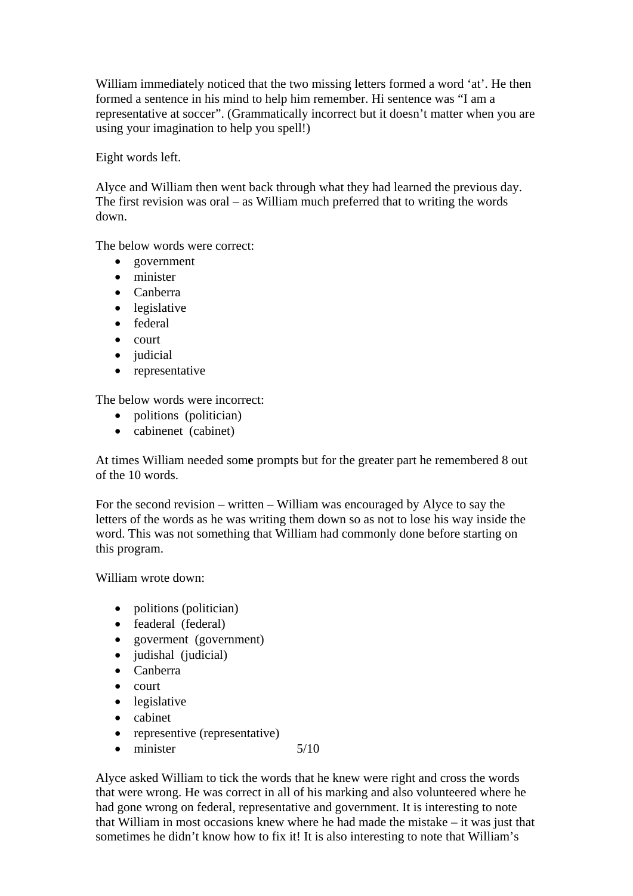William immediately noticed that the two missing letters formed a word 'at'. He then formed a sentence in his mind to help him remember. Hi sentence was "I am a representative at soccer". (Grammatically incorrect but it doesn't matter when you are using your imagination to help you spell!)

Eight words left.

Alyce and William then went back through what they had learned the previous day. The first revision was oral – as William much preferred that to writing the words down.

The below words were correct:

- government
- minister
- Canberra
- legislative
- federal
- court
- judicial
- representative

The below words were incorrect:

- politions (politician)
- cabinenet (cabinet)

At times William needed som**e** prompts but for the greater part he remembered 8 out of the 10 words.

For the second revision – written – William was encouraged by Alyce to say the letters of the words as he was writing them down so as not to lose his way inside the word. This was not something that William had commonly done before starting on this program.

William wrote down:

- politions (politician)
- feaderal (federal)
- goverment (government)
- judishal (judicial)
- Canberra
- court
- legislative
- cabinet
- representive (representative)
- minister 5/10

Alyce asked William to tick the words that he knew were right and cross the words that were wrong. He was correct in all of his marking and also volunteered where he had gone wrong on federal, representative and government. It is interesting to note that William in most occasions knew where he had made the mistake – it was just that sometimes he didn't know how to fix it! It is also interesting to note that William's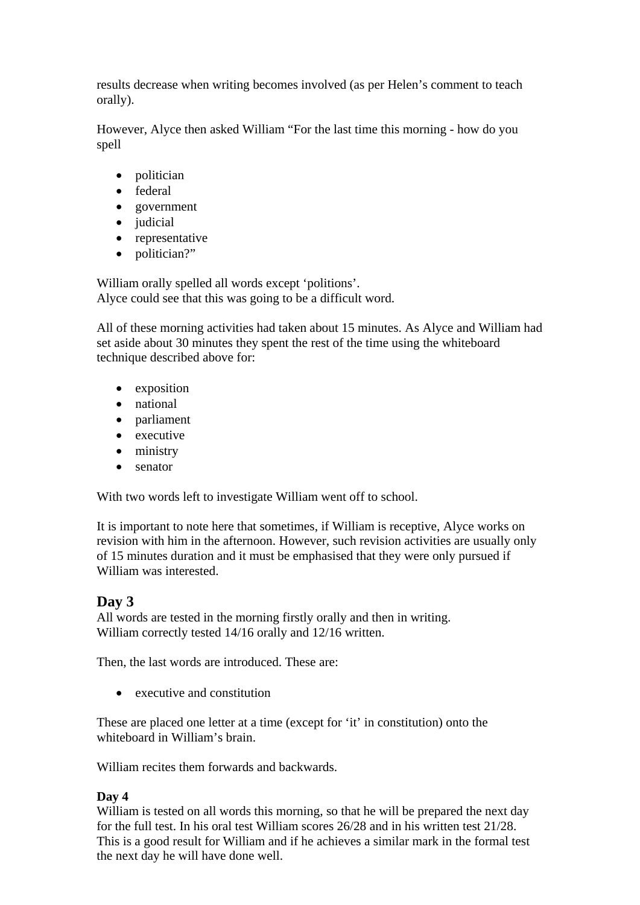results decrease when writing becomes involved (as per Helen's comment to teach orally).

However, Alyce then asked William "For the last time this morning - how do you spell

- politician
- federal
- government
- judicial
- representative
- politician?"

William orally spelled all words except 'politions'.
Alyce could see that this was going to be a difficult word.

All of these morning activities had taken about 15 minutes. As Alyce and William had set aside about 30 minutes they spent the rest of the time using the whiteboard technique described above for:

- exposition
- national
- parliament
- executive
- ministry
- senator

With two words left to investigate William went off to school.

It is important to note here that sometimes, if William is receptive, Alyce works on revision with him in the afternoon. However, such revision activities are usually only of 15 minutes duration and it must be emphasised that they were only pursued if William was interested.

## Day 3

All words are tested in the morning firstly orally and then in writing.
William correctly tested 14/16 orally and 12/16 written.

Then, the last words are introduced. These are:

- executive and constitution

These are placed one letter at a time (except for 'it' in constitution) onto the whiteboard in William's brain.

William recites them forwards and backwards.

**Day 4**

William is tested on all words this morning, so that he will be prepared the next day for the full test. In his oral test William scores 26/28 and in his written test 21/28. This is a good result for William and if he achieves a similar mark in the formal test the next day he will have done well.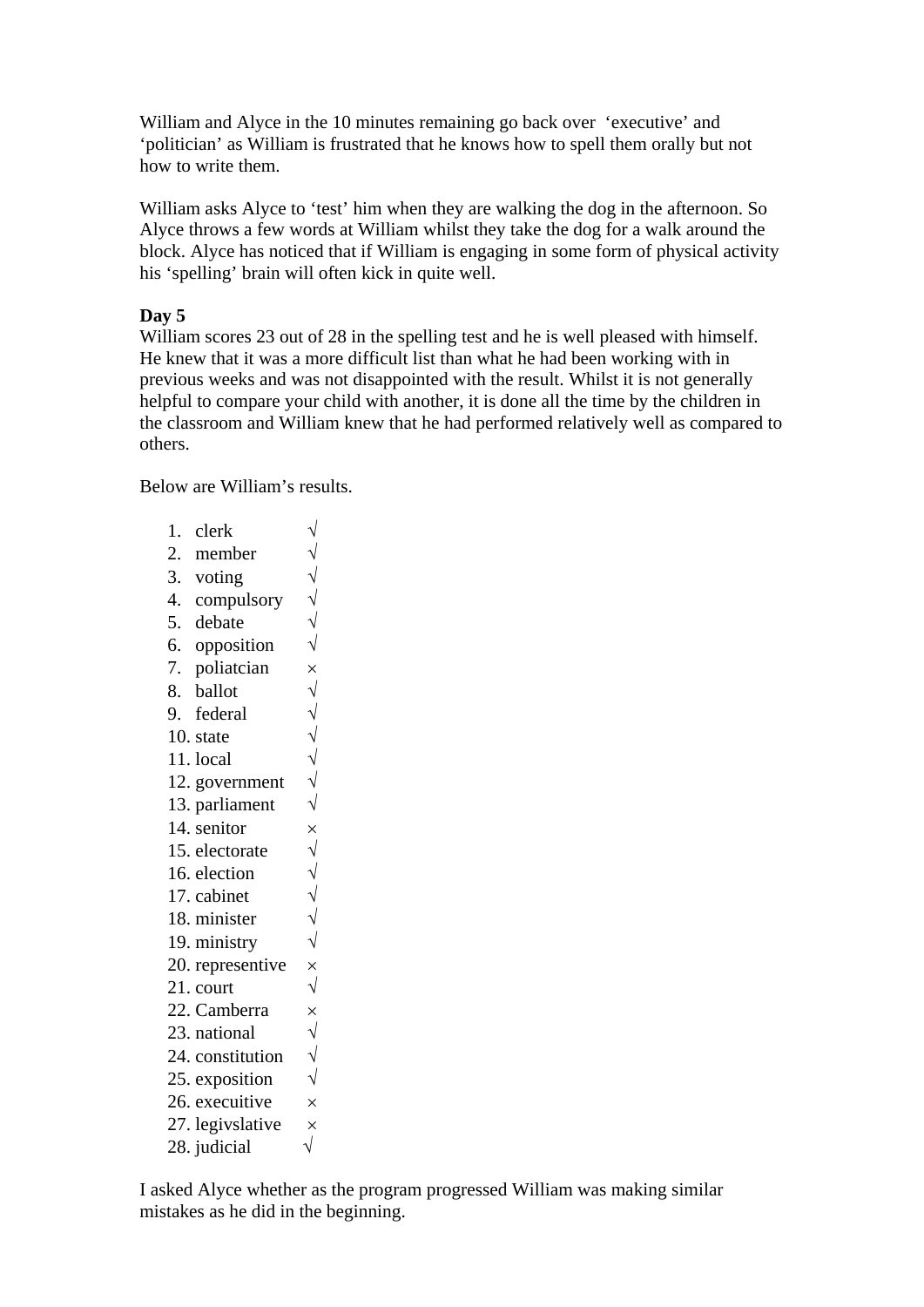William and Alyce in the 10 minutes remaining go back over  'executive' and 'politician' as William is frustrated that he knows how to spell them orally but not how to write them.

William asks Alyce to 'test' him when they are walking the dog in the afternoon. So Alyce throws a few words at William whilst they take the dog for a walk around the block. Alyce has noticed that if William is engaging in some form of physical activity his 'spelling' brain will often kick in quite well.

**Day 5**
William scores 23 out of 28 in the spelling test and he is well pleased with himself. He knew that it was a more difficult list than what he had been working with in previous weeks and was not disappointed with the result. Whilst it is not generally helpful to compare your child with another, it is done all the time by the children in the classroom and William knew that he had performed relatively well as compared to others.

Below are William's results.

1. clerk √
2. member √
3. voting √
4. compulsory √
5. debate √
6. opposition √
7. poliatcian ×
8. ballot √
9. federal √
10. state √
11. local √
12. government √
13. parliament √
14. senitor ×
15. electorate √
16. election √
17. cabinet √
18. minister √
19. ministry √
20. representive ×
21. court √
22. Camberra ×
23. national √
24. constitution √
25. exposition √
26. execuitive ×
27. legivslative ×
28. judicial √

I asked Alyce whether as the program progressed William was making similar mistakes as he did in the beginning.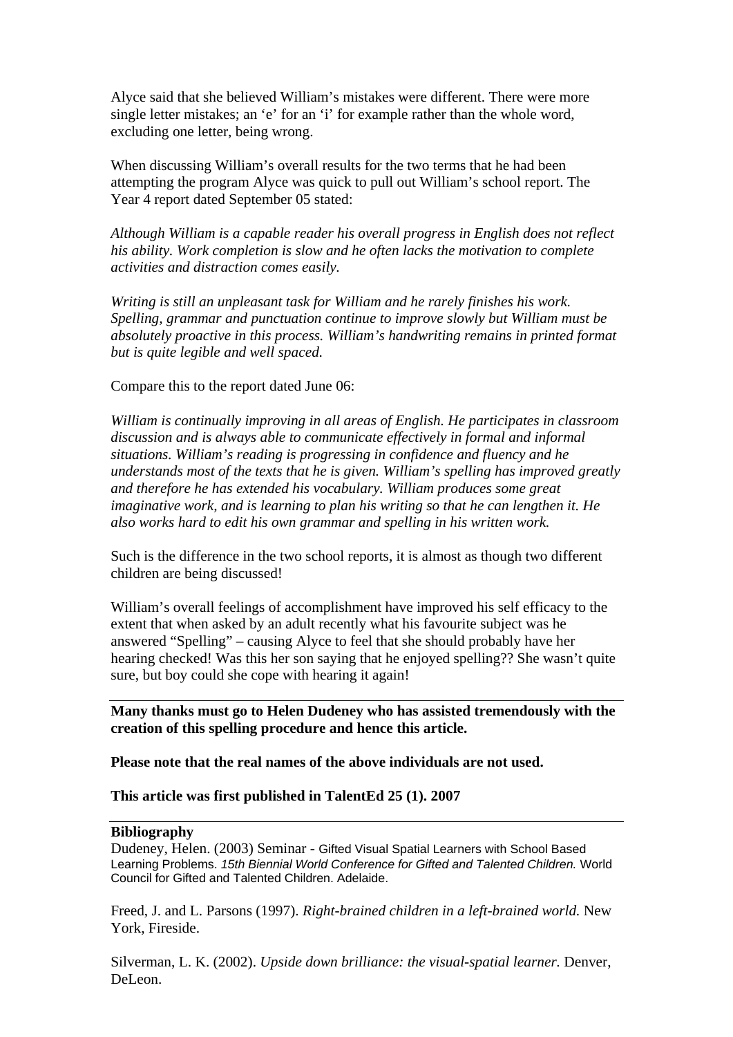Alyce said that she believed William's mistakes were different. There were more single letter mistakes; an 'e' for an 'i' for example rather than the whole word, excluding one letter, being wrong.

When discussing William's overall results for the two terms that he had been attempting the program Alyce was quick to pull out William's school report. The Year 4 report dated September 05 stated:

*Although William is a capable reader his overall progress in English does not reflect his ability. Work completion is slow and he often lacks the motivation to complete activities and distraction comes easily.*

*Writing is still an unpleasant task for William and he rarely finishes his work. Spelling, grammar and punctuation continue to improve slowly but William must be absolutely proactive in this process. William's handwriting remains in printed format but is quite legible and well spaced.*

Compare this to the report dated June 06:

*William is continually improving in all areas of English. He participates in classroom discussion and is always able to communicate effectively in formal and informal situations. William's reading is progressing in confidence and fluency and he understands most of the texts that he is given. William's spelling has improved greatly and therefore he has extended his vocabulary. William produces some great imaginative work, and is learning to plan his writing so that he can lengthen it. He also works hard to edit his own grammar and spelling in his written work.*

Such is the difference in the two school reports, it is almost as though two different children are being discussed!

William's overall feelings of accomplishment have improved his self efficacy to the extent that when asked by an adult recently what his favourite subject was he answered "Spelling" – causing Alyce to feel that she should probably have her hearing checked! Was this her son saying that he enjoyed spelling?? She wasn't quite sure, but boy could she cope with hearing it again!

---

**Many thanks must go to Helen Dudeney who has assisted tremendously with the creation of this spelling procedure and hence this article.**

**Please note that the real names of the above individuals are not used.**

**This article was first published in TalentEd 25 (1). 2007**

---

**Bibliography**

Dudeney, Helen. (2003) Seminar - Gifted Visual Spatial Learners with School Based Learning Problems. *15th Biennial World Conference for Gifted and Talented Children.* World Council for Gifted and Talented Children. Adelaide.

Freed, J. and L. Parsons (1997). *Right-brained children in a left-brained world.* New York, Fireside.

Silverman, L. K. (2002). *Upside down brilliance: the visual-spatial learner.* Denver, DeLeon.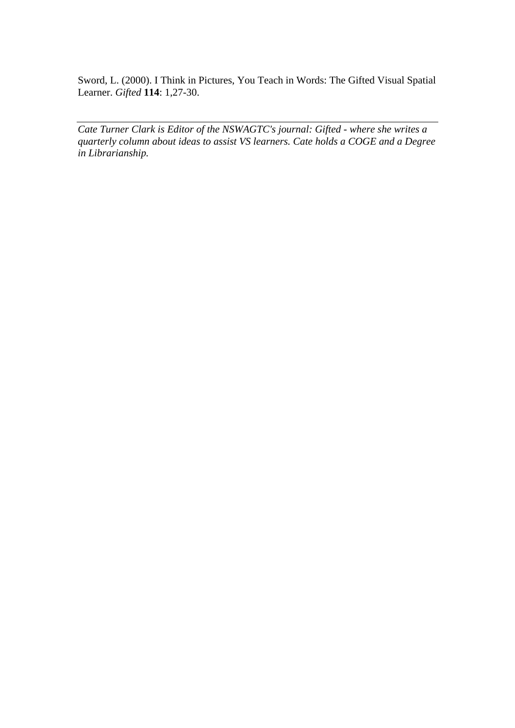Sword, L. (2000). I Think in Pictures, You Teach in Words: The Gifted Visual Spatial Learner. *Gifted* **114**: 1,27-30.

---

*Cate Turner Clark is Editor of the NSWAGTC's journal: Gifted - where she writes a quarterly column about ideas to assist VS learners. Cate holds a COGE and a Degree in Librarianship.*